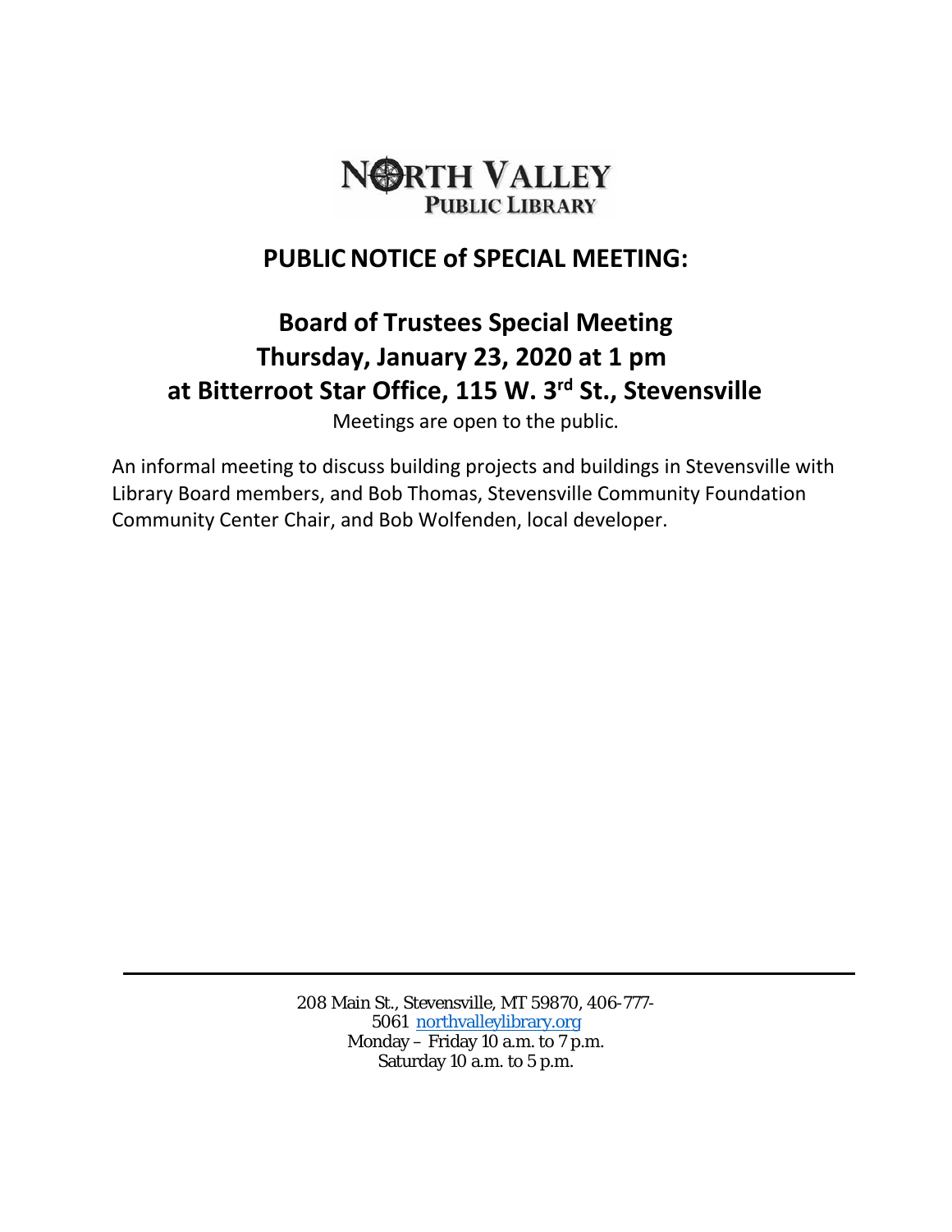NORTH VALLEY
PUBLIC LIBRARY

## PUBLIC NOTICE of SPECIAL MEETING:

## Board of Trustees Special Meeting
## Thursday, January 23, 2020 at 1 pm
## at Bitterroot Star Office, 115 W. 3rd St., Stevensville

Meetings are open to the public.

An informal meeting to discuss building projects and buildings in Stevensville with Library Board members, and Bob Thomas, Stevensville Community Foundation Community Center Chair, and Bob Wolfenden, local developer.

---

208 Main St., Stevensville, MT 59870, 406-777-5061 northvalleylibrary.org
Monday – Friday 10 a.m. to 7 p.m.
Saturday 10 a.m. to 5 p.m.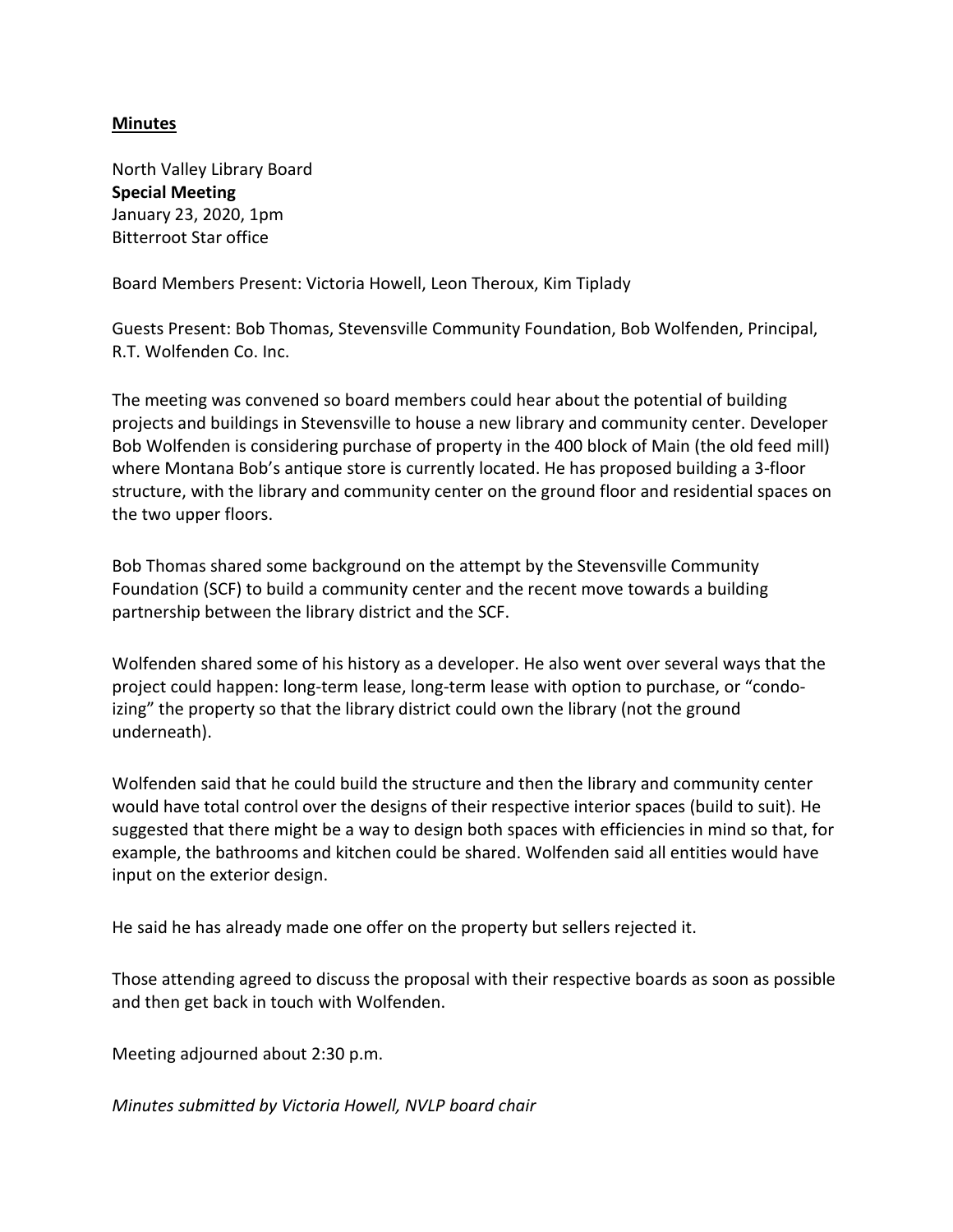**Minutes**

North Valley Library Board
**Special Meeting**
January 23, 2020, 1pm
Bitterroot Star office

Board Members Present: Victoria Howell, Leon Theroux, Kim Tiplady

Guests Present: Bob Thomas, Stevensville Community Foundation, Bob Wolfenden, Principal, R.T. Wolfenden Co. Inc.

The meeting was convened so board members could hear about the potential of building projects and buildings in Stevensville to house a new library and community center. Developer Bob Wolfenden is considering purchase of property in the 400 block of Main (the old feed mill) where Montana Bob's antique store is currently located. He has proposed building a 3-floor structure, with the library and community center on the ground floor and residential spaces on the two upper floors.

Bob Thomas shared some background on the attempt by the Stevensville Community Foundation (SCF) to build a community center and the recent move towards a building partnership between the library district and the SCF.

Wolfenden shared some of his history as a developer. He also went over several ways that the project could happen: long-term lease, long-term lease with option to purchase, or "condo-izing" the property so that the library district could own the library (not the ground underneath).

Wolfenden said that he could build the structure and then the library and community center would have total control over the designs of their respective interior spaces (build to suit). He suggested that there might be a way to design both spaces with efficiencies in mind so that, for example, the bathrooms and kitchen could be shared. Wolfenden said all entities would have input on the exterior design.

He said he has already made one offer on the property but sellers rejected it.

Those attending agreed to discuss the proposal with their respective boards as soon as possible and then get back in touch with Wolfenden.

Meeting adjourned about 2:30 p.m.

*Minutes submitted by Victoria Howell, NVLP board chair*